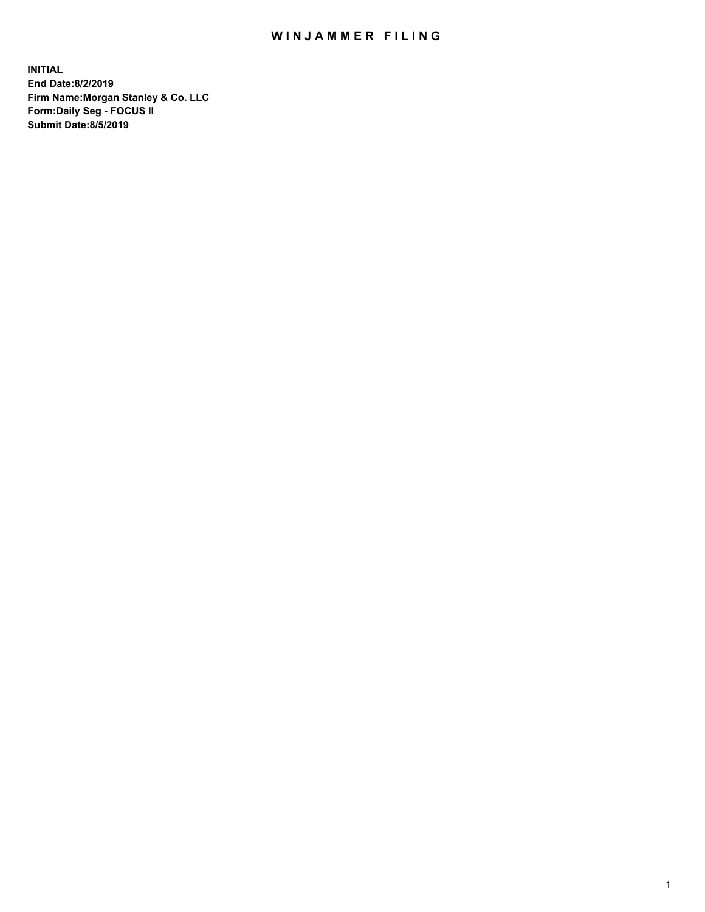# WINJAMMER FILING

**INITIAL**
**End Date:8/2/2019**
**Firm Name:Morgan Stanley & Co. LLC**
**Form:Daily Seg - FOCUS II**
**Submit Date:8/5/2019**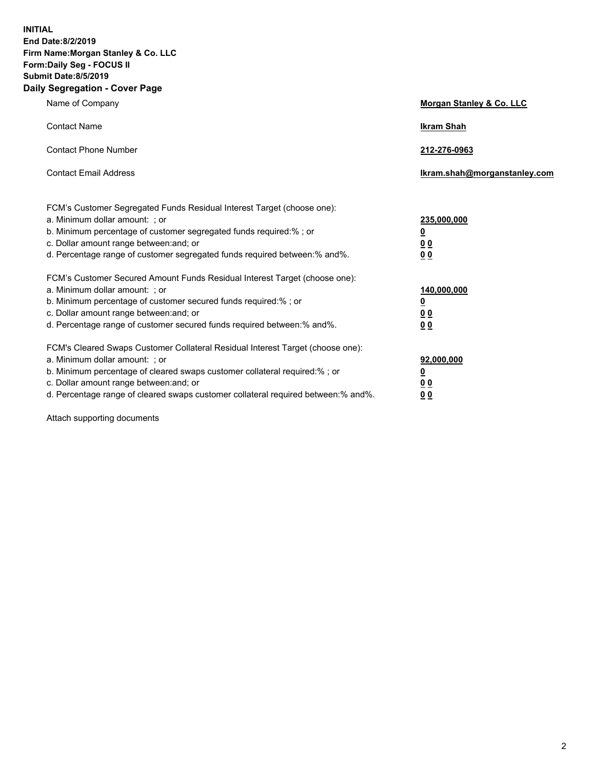**INITIAL**
**End Date:8/2/2019**
**Firm Name:Morgan Stanley & Co. LLC**
**Form:Daily Seg - FOCUS II**
**Submit Date:8/5/2019**
**Daily Segregation - Cover Page**

| | |
|---|---|
| Name of Company | **Morgan Stanley & Co. LLC** |
| Contact Name | **Ikram Shah** |
| Contact Phone Number | **212-276-0963** |
| Contact Email Address | **Ikram.shah@morganstanley.com** |

| | |
|---|---|
| FCM's Customer Segregated Funds Residual Interest Target (choose one): | |
| a. Minimum dollar amount: ; or | **235,000,000** |
| b. Minimum percentage of customer segregated funds required:% ; or | **0** |
| c. Dollar amount range between:and; or | **0 0** |
| d. Percentage range of customer segregated funds required between:% and%. | **0 0** |
| FCM's Customer Secured Amount Funds Residual Interest Target (choose one): | |
| a. Minimum dollar amount: ; or | **140,000,000** |
| b. Minimum percentage of customer secured funds required:% ; or | **0** |
| c. Dollar amount range between:and; or | **0 0** |
| d. Percentage range of customer secured funds required between:% and%. | **0 0** |
| FCM's Cleared Swaps Customer Collateral Residual Interest Target (choose one): | |
| a. Minimum dollar amount: ; or | **92,000,000** |
| b. Minimum percentage of cleared swaps customer collateral required:% ; or | **0** |
| c. Dollar amount range between:and; or | **0 0** |
| d. Percentage range of cleared swaps customer collateral required between:% and%. | **0 0** |

Attach supporting documents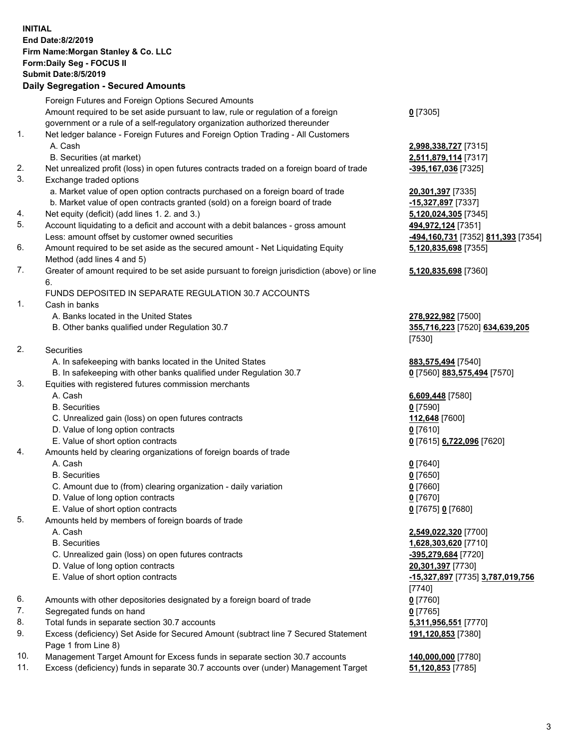**INITIAL**
**End Date:8/2/2019**
**Firm Name:Morgan Stanley & Co. LLC**
**Form:Daily Seg - FOCUS II**
**Submit Date:8/5/2019**

**Daily Segregation - Secured Amounts**

| | | |
|---|---|---|
| | Foreign Futures and Foreign Options Secured Amounts | |
| | Amount required to be set aside pursuant to law, rule or regulation of a foreign government or a rule of a self-regulatory organization authorized thereunder | **0** [7305] |
| 1. | Net ledger balance - Foreign Futures and Foreign Option Trading - All Customers | |
| | A. Cash | **2,998,338,727** [7315] |
| | B. Securities (at market) | **2,511,879,114** [7317] |
| 2. | Net unrealized profit (loss) in open futures contracts traded on a foreign board of trade | **-395,167,036** [7325] |
| 3. | Exchange traded options | |
| | a. Market value of open option contracts purchased on a foreign board of trade | **20,301,397** [7335] |
| | b. Market value of open contracts granted (sold) on a foreign board of trade | **-15,327,897** [7337] |
| 4. | Net equity (deficit) (add lines 1. 2. and 3.) | **5,120,024,305** [7345] |
| 5. | Account liquidating to a deficit and account with a debit balances - gross amount | **494,972,124** [7351] |
| | Less: amount offset by customer owned securities | **-494,160,731** [7352] **811,393** [7354] |
| 6. | Amount required to be set aside as the secured amount - Net Liquidating Equity Method (add lines 4 and 5) | **5,120,835,698** [7355] |
| 7. | Greater of amount required to be set aside pursuant to foreign jurisdiction (above) or line 6. | **5,120,835,698** [7360] |
| | FUNDS DEPOSITED IN SEPARATE REGULATION 30.7 ACCOUNTS | |
| 1. | Cash in banks | |
| | A. Banks located in the United States | **278,922,982** [7500] |
| | B. Other banks qualified under Regulation 30.7 | **355,716,223** [7520] **634,639,205** [7530] |
| 2. | Securities | |
| | A. In safekeeping with banks located in the United States | **883,575,494** [7540] |
| | B. In safekeeping with other banks qualified under Regulation 30.7 | **0** [7560] **883,575,494** [7570] |
| 3. | Equities with registered futures commission merchants | |
| | A. Cash | **6,609,448** [7580] |
| | B. Securities | **0** [7590] |
| | C. Unrealized gain (loss) on open futures contracts | **112,648** [7600] |
| | D. Value of long option contracts | **0** [7610] |
| | E. Value of short option contracts | **0** [7615] **6,722,096** [7620] |
| 4. | Amounts held by clearing organizations of foreign boards of trade | |
| | A. Cash | **0** [7640] |
| | B. Securities | **0** [7650] |
| | C. Amount due to (from) clearing organization - daily variation | **0** [7660] |
| | D. Value of long option contracts | **0** [7670] |
| | E. Value of short option contracts | **0** [7675] **0** [7680] |
| 5. | Amounts held by members of foreign boards of trade | |
| | A. Cash | **2,549,022,320** [7700] |
| | B. Securities | **1,628,303,620** [7710] |
| | C. Unrealized gain (loss) on open futures contracts | **-395,279,684** [7720] |
| | D. Value of long option contracts | **20,301,397** [7730] |
| | E. Value of short option contracts | **-15,327,897** [7735] **3,787,019,756** [7740] |
| 6. | Amounts with other depositories designated by a foreign board of trade | **0** [7760] |
| 7. | Segregated funds on hand | **0** [7765] |
| 8. | Total funds in separate section 30.7 accounts | **5,311,956,551** [7770] |
| 9. | Excess (deficiency) Set Aside for Secured Amount (subtract line 7 Secured Statement Page 1 from Line 8) | **191,120,853** [7380] |
| 10. | Management Target Amount for Excess funds in separate section 30.7 accounts | **140,000,000** [7780] |
| 11. | Excess (deficiency) funds in separate 30.7 accounts over (under) Management Target | **51,120,853** [7785] |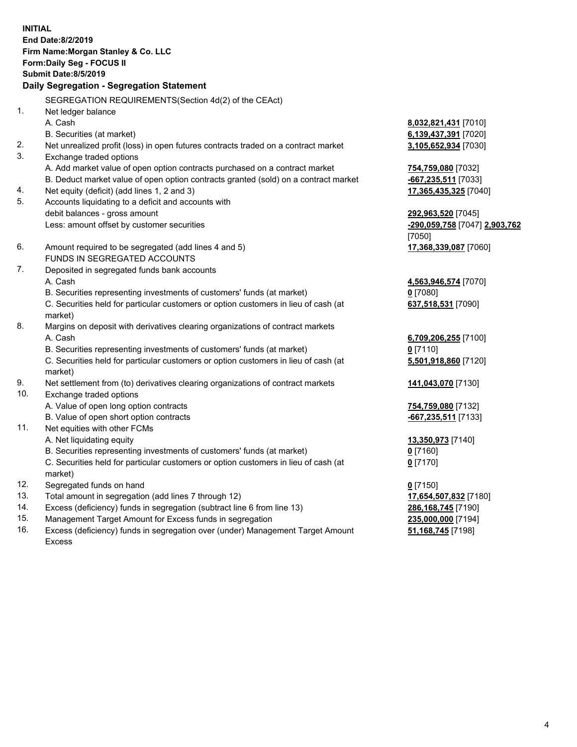**INITIAL**
**End Date:8/2/2019**
**Firm Name:Morgan Stanley & Co. LLC**
**Form:Daily Seg - FOCUS II**
**Submit Date:8/5/2019**

## Daily Segregation - Segregation Statement

SEGREGATION REQUIREMENTS(Section 4d(2) of the CEAct)

| | | |
|---|---|---|
| 1. | Net ledger balance | |
| | A. Cash | **8,032,821,431** [7010] |
| | B. Securities (at market) | **6,139,437,391** [7020] |
| 2. | Net unrealized profit (loss) in open futures contracts traded on a contract market | **3,105,652,934** [7030] |
| 3. | Exchange traded options | |
| | A. Add market value of open option contracts purchased on a contract market | **754,759,080** [7032] |
| | B. Deduct market value of open option contracts granted (sold) on a contract market | **-667,235,511** [7033] |
| 4. | Net equity (deficit) (add lines 1, 2 and 3) | **17,365,435,325** [7040] |
| 5. | Accounts liquidating to a deficit and accounts with debit balances - gross amount | **292,963,520** [7045] |
| | Less: amount offset by customer securities | **-290,059,758** [7047] **2,903,762** [7050] |
| 6. | Amount required to be segregated (add lines 4 and 5) | **17,368,339,087** [7060] |
| | FUNDS IN SEGREGATED ACCOUNTS | |
| 7. | Deposited in segregated funds bank accounts | |
| | A. Cash | **4,563,946,574** [7070] |
| | B. Securities representing investments of customers' funds (at market) | **0** [7080] |
| | C. Securities held for particular customers or option customers in lieu of cash (at market) | **637,518,531** [7090] |
| 8. | Margins on deposit with derivatives clearing organizations of contract markets | |
| | A. Cash | **6,709,206,255** [7100] |
| | B. Securities representing investments of customers' funds (at market) | **0** [7110] |
| | C. Securities held for particular customers or option customers in lieu of cash (at market) | **5,501,918,860** [7120] |
| 9. | Net settlement from (to) derivatives clearing organizations of contract markets | **141,043,070** [7130] |
| 10. | Exchange traded options | |
| | A. Value of open long option contracts | **754,759,080** [7132] |
| | B. Value of open short option contracts | **-667,235,511** [7133] |
| 11. | Net equities with other FCMs | |
| | A. Net liquidating equity | **13,350,973** [7140] |
| | B. Securities representing investments of customers' funds (at market) | **0** [7160] |
| | C. Securities held for particular customers or option customers in lieu of cash (at market) | **0** [7170] |
| 12. | Segregated funds on hand | **0** [7150] |
| 13. | Total amount in segregation (add lines 7 through 12) | **17,654,507,832** [7180] |
| 14. | Excess (deficiency) funds in segregation (subtract line 6 from line 13) | **286,168,745** [7190] |
| 15. | Management Target Amount for Excess funds in segregation | **235,000,000** [7194] |
| 16. | Excess (deficiency) funds in segregation over (under) Management Target Amount Excess | **51,168,745** [7198] |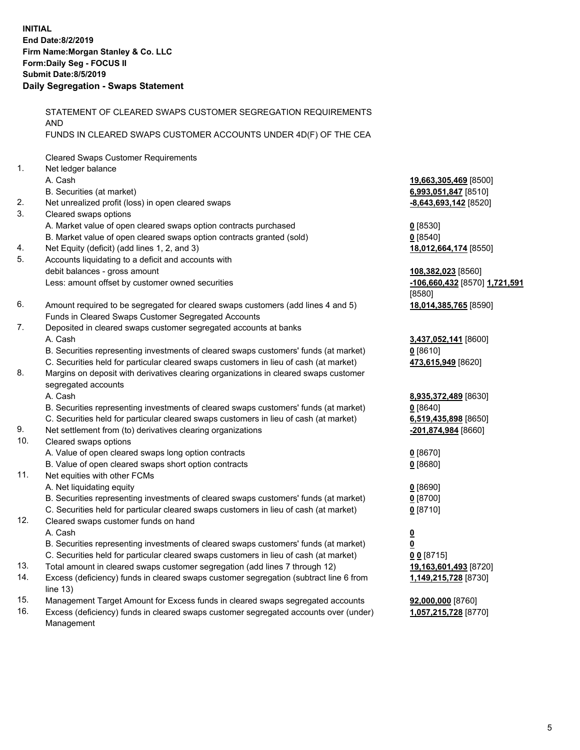**INITIAL**
**End Date:8/2/2019**
**Firm Name:Morgan Stanley & Co. LLC**
**Form:Daily Seg - FOCUS II**
**Submit Date:8/5/2019**
**Daily Segregation - Swaps Statement**

STATEMENT OF CLEARED SWAPS CUSTOMER SEGREGATION REQUIREMENTS AND FUNDS IN CLEARED SWAPS CUSTOMER ACCOUNTS UNDER 4D(F) OF THE CEA

| | | |
|---|---|---|
| | Cleared Swaps Customer Requirements | |
| 1. | Net ledger balance | |
| | A. Cash | **19,663,305,469** [8500] |
| | B. Securities (at market) | **6,993,051,847** [8510] |
| 2. | Net unrealized profit (loss) in open cleared swaps | **-8,643,693,142** [8520] |
| 3. | Cleared swaps options | |
| | A. Market value of open cleared swaps option contracts purchased | **0** [8530] |
| | B. Market value of open cleared swaps option contracts granted (sold) | **0** [8540] |
| 4. | Net Equity (deficit) (add lines 1, 2, and 3) | **18,012,664,174** [8550] |
| 5. | Accounts liquidating to a deficit and accounts with debit balances - gross amount | **108,382,023** [8560] |
| | Less: amount offset by customer owned securities | **-106,660,432** [8570] **1,721,591** [8580] |
| 6. | Amount required to be segregated for cleared swaps customers (add lines 4 and 5) | **18,014,385,765** [8590] |
| | Funds in Cleared Swaps Customer Segregated Accounts | |
| 7. | Deposited in cleared swaps customer segregated accounts at banks | |
| | A. Cash | **3,437,052,141** [8600] |
| | B. Securities representing investments of cleared swaps customers' funds (at market) | **0** [8610] |
| | C. Securities held for particular cleared swaps customers in lieu of cash (at market) | **473,615,949** [8620] |
| 8. | Margins on deposit with derivatives clearing organizations in cleared swaps customer segregated accounts | |
| | A. Cash | **8,935,372,489** [8630] |
| | B. Securities representing investments of cleared swaps customers' funds (at market) | **0** [8640] |
| | C. Securities held for particular cleared swaps customers in lieu of cash (at market) | **6,519,435,898** [8650] |
| 9. | Net settlement from (to) derivatives clearing organizations | **-201,874,984** [8660] |
| 10. | Cleared swaps options | |
| | A. Value of open cleared swaps long option contracts | **0** [8670] |
| | B. Value of open cleared swaps short option contracts | **0** [8680] |
| 11. | Net equities with other FCMs | |
| | A. Net liquidating equity | **0** [8690] |
| | B. Securities representing investments of cleared swaps customers' funds (at market) | **0** [8700] |
| | C. Securities held for particular cleared swaps customers in lieu of cash (at market) | **0** [8710] |
| 12. | Cleared swaps customer funds on hand | |
| | A. Cash | **0** |
| | B. Securities representing investments of cleared swaps customers' funds (at market) | **0** |
| | C. Securities held for particular cleared swaps customers in lieu of cash (at market) | **0** **0** [8715] |
| 13. | Total amount in cleared swaps customer segregation (add lines 7 through 12) | **19,163,601,493** [8720] |
| 14. | Excess (deficiency) funds in cleared swaps customer segregation (subtract line 6 from line 13) | **1,149,215,728** [8730] |
| 15. | Management Target Amount for Excess funds in cleared swaps segregated accounts | **92,000,000** [8760] |
| 16. | Excess (deficiency) funds in cleared swaps customer segregated accounts over (under) Management | **1,057,215,728** [8770] |